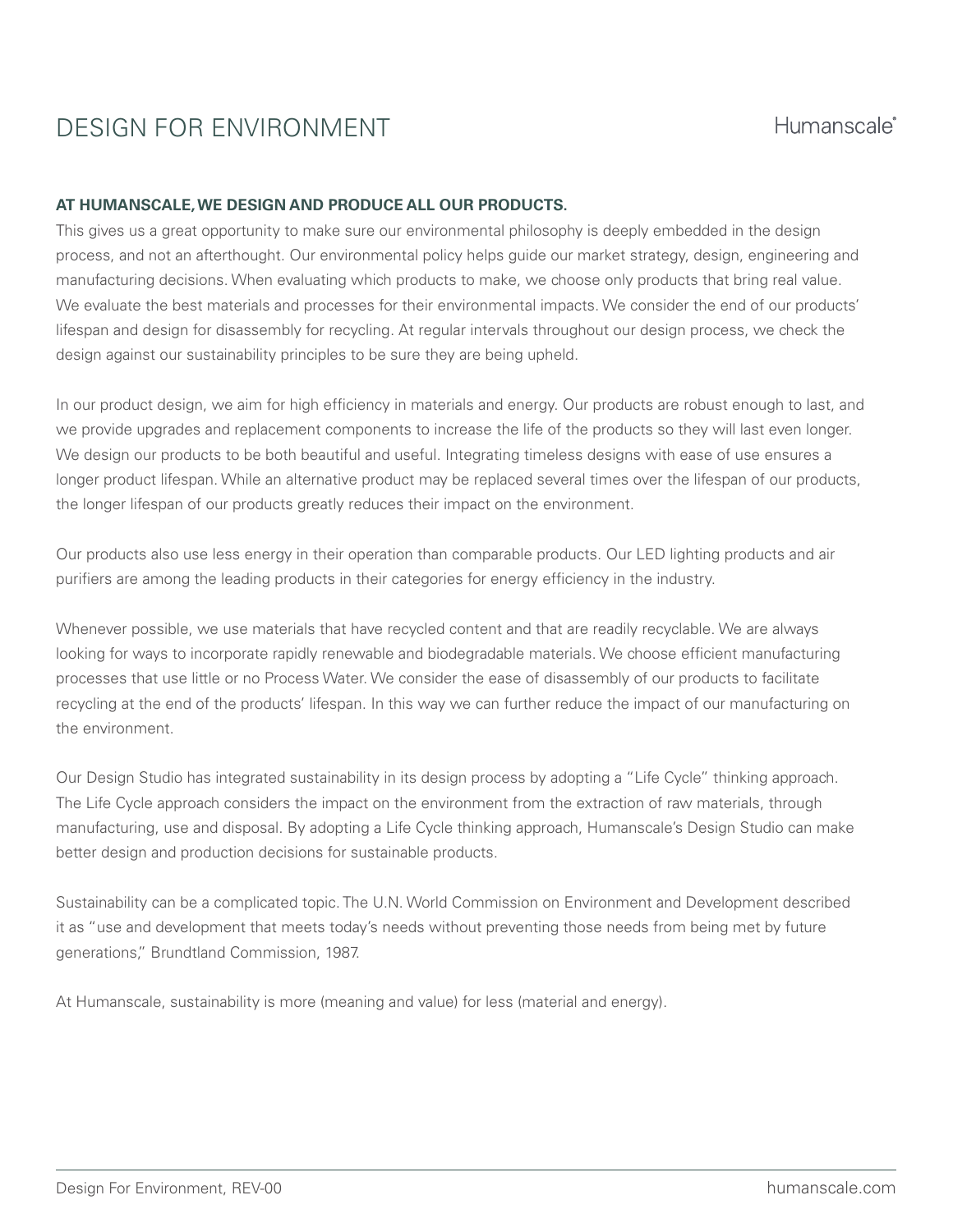# DESIGN FOR ENVIRONMENT

Humanscale®

**AT HUMANSCALE, WE DESIGN AND PRODUCE ALL OUR PRODUCTS.**

This gives us a great opportunity to make sure our environmental philosophy is deeply embedded in the design process, and not an afterthought. Our environmental policy helps guide our market strategy, design, engineering and manufacturing decisions. When evaluating which products to make, we choose only products that bring real value. We evaluate the best materials and processes for their environmental impacts. We consider the end of our products' lifespan and design for disassembly for recycling. At regular intervals throughout our design process, we check the design against our sustainability principles to be sure they are being upheld.

In our product design, we aim for high efficiency in materials and energy. Our products are robust enough to last, and we provide upgrades and replacement components to increase the life of the products so they will last even longer. We design our products to be both beautiful and useful. Integrating timeless designs with ease of use ensures a longer product lifespan. While an alternative product may be replaced several times over the lifespan of our products, the longer lifespan of our products greatly reduces their impact on the environment.

Our products also use less energy in their operation than comparable products. Our LED lighting products and air purifiers are among the leading products in their categories for energy efficiency in the industry.

Whenever possible, we use materials that have recycled content and that are readily recyclable. We are always looking for ways to incorporate rapidly renewable and biodegradable materials. We choose efficient manufacturing processes that use little or no Process Water. We consider the ease of disassembly of our products to facilitate recycling at the end of the products' lifespan. In this way we can further reduce the impact of our manufacturing on the environment.

Our Design Studio has integrated sustainability in its design process by adopting a "Life Cycle" thinking approach. The Life Cycle approach considers the impact on the environment from the extraction of raw materials, through manufacturing, use and disposal. By adopting a Life Cycle thinking approach, Humanscale's Design Studio can make better design and production decisions for sustainable products.

Sustainability can be a complicated topic. The U.N. World Commission on Environment and Development described it as "use and development that meets today's needs without preventing those needs from being met by future generations," Brundtland Commission, 1987.

At Humanscale, sustainability is more (meaning and value) for less (material and energy).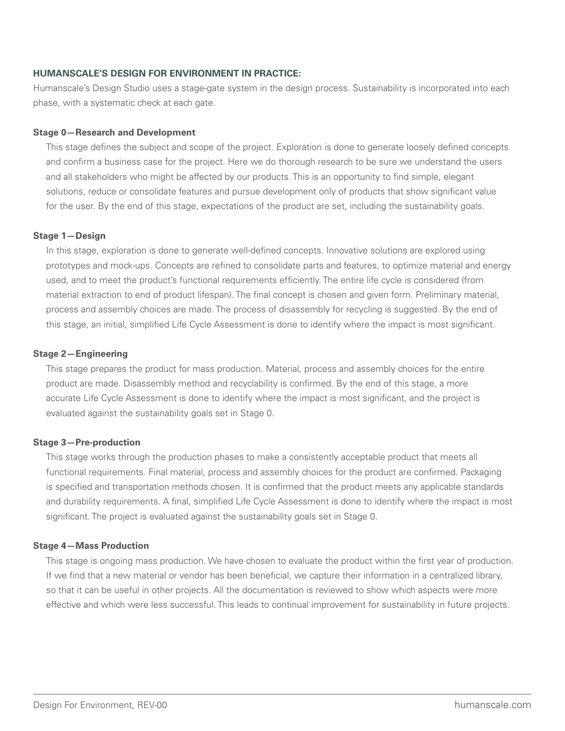## HUMANSCALE'S DESIGN FOR ENVIRONMENT IN PRACTICE:

Humanscale's Design Studio uses a stage-gate system in the design process. Sustainability is incorporated into each phase, with a systematic check at each gate.

### Stage 0—Research and Development

This stage defines the subject and scope of the project. Exploration is done to generate loosely defined concepts and confirm a business case for the project. Here we do thorough research to be sure we understand the users and all stakeholders who might be affected by our products. This is an opportunity to find simple, elegant solutions, reduce or consolidate features and pursue development only of products that show significant value for the user. By the end of this stage, expectations of the product are set, including the sustainability goals.

### Stage 1—Design

In this stage, exploration is done to generate well-defined concepts. Innovative solutions are explored using prototypes and mock-ups. Concepts are refined to consolidate parts and features, to optimize material and energy used, and to meet the product's functional requirements efficiently. The entire life cycle is considered (from material extraction to end of product lifespan). The final concept is chosen and given form. Preliminary material, process and assembly choices are made. The process of disassembly for recycling is suggested. By the end of this stage, an initial, simplified Life Cycle Assessment is done to identify where the impact is most significant.

### Stage 2—Engineering

This stage prepares the product for mass production. Material, process and assembly choices for the entire product are made. Disassembly method and recyclability is confirmed. By the end of this stage, a more accurate Life Cycle Assessment is done to identify where the impact is most significant, and the project is evaluated against the sustainability goals set in Stage 0.

### Stage 3—Pre-production

This stage works through the production phases to make a consistently acceptable product that meets all functional requirements. Final material, process and assembly choices for the product are confirmed. Packaging is specified and transportation methods chosen. It is confirmed that the product meets any applicable standards and durability requirements. A final, simplified Life Cycle Assessment is done to identify where the impact is most significant. The project is evaluated against the sustainability goals set in Stage 0.

### Stage 4—Mass Production

This stage is ongoing mass production. We have chosen to evaluate the product within the first year of production. If we find that a new material or vendor has been beneficial, we capture their information in a centralized library, so that it can be useful in other projects. All the documentation is reviewed to show which aspects were more effective and which were less successful. This leads to continual improvement for sustainability in future projects.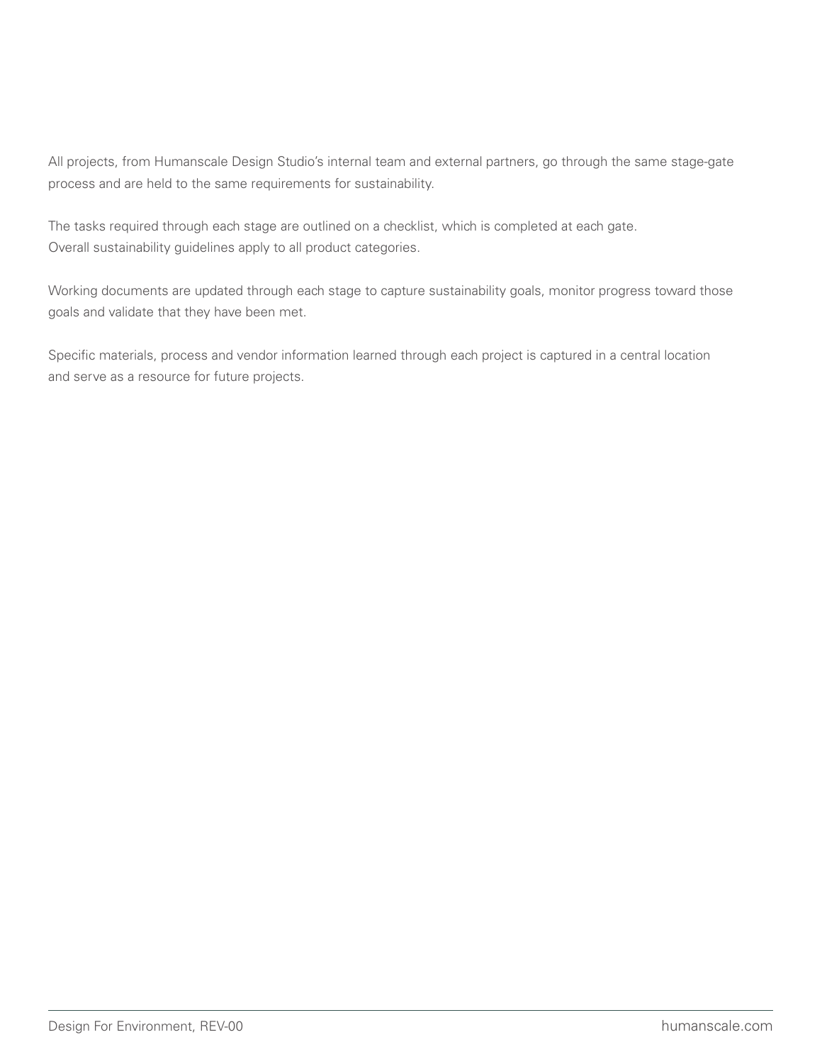All projects, from Humanscale Design Studio's internal team and external partners, go through the same stage-gate process and are held to the same requirements for sustainability.

The tasks required through each stage are outlined on a checklist, which is completed at each gate.
Overall sustainability guidelines apply to all product categories.

Working documents are updated through each stage to capture sustainability goals, monitor progress toward those goals and validate that they have been met.

Specific materials, process and vendor information learned through each project is captured in a central location and serve as a resource for future projects.